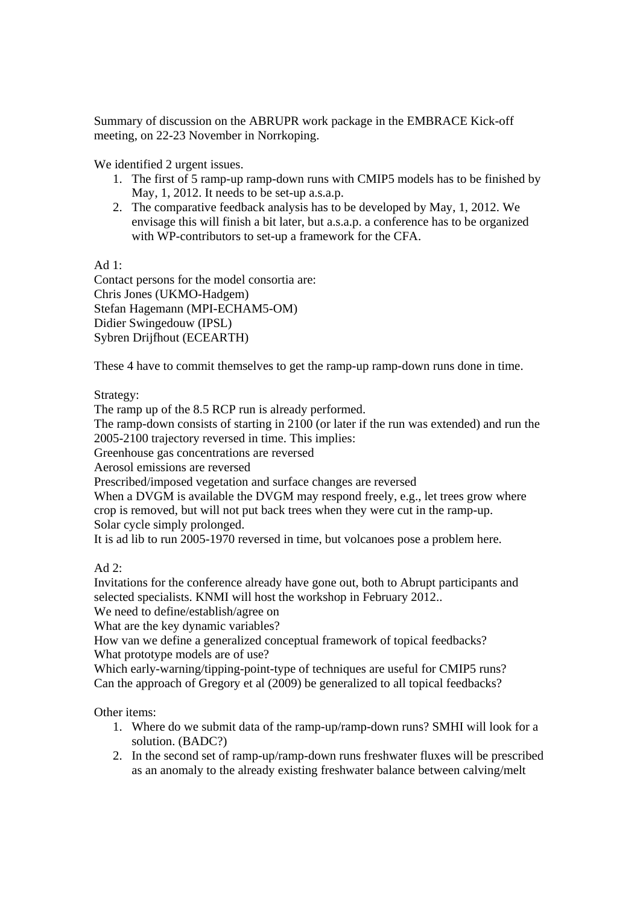Summary of discussion on the ABRUPR work package in the EMBRACE Kick-off meeting, on 22-23 November in Norrkoping.

We identified 2 urgent issues.

1. The first of 5 ramp-up ramp-down runs with CMIP5 models has to be finished by May, 1, 2012. It needs to be set-up a.s.a.p.
2. The comparative feedback analysis has to be developed by May, 1, 2012. We envisage this will finish a bit later, but a.s.a.p. a conference has to be organized with WP-contributors to set-up a framework for the CFA.

Ad 1:
Contact persons for the model consortia are:
Chris Jones (UKMO-Hadgem)
Stefan Hagemann (MPI-ECHAM5-OM)
Didier Swingedouw (IPSL)
Sybren Drijfhout (ECEARTH)

These 4 have to commit themselves to get the ramp-up ramp-down runs done in time.

Strategy:
The ramp up of the 8.5 RCP run is already performed.
The ramp-down consists of starting in 2100 (or later if the run was extended) and run the 2005-2100 trajectory reversed in time. This implies:
Greenhouse gas concentrations are reversed
Aerosol emissions are reversed
Prescribed/imposed vegetation and surface changes are reversed
When a DVGM is available the DVGM may respond freely, e.g., let trees grow where crop is removed, but will not put back trees when they were cut in the ramp-up.
Solar cycle simply prolonged.
It is ad lib to run 2005-1970 reversed in time, but volcanoes pose a problem here.

Ad 2:
Invitations for the conference already have gone out, both to Abrupt participants and selected specialists. KNMI will host the workshop in February 2012..
We need to define/establish/agree on
What are the key dynamic variables?
How van we define a generalized conceptual framework of topical feedbacks?
What prototype models are of use?
Which early-warning/tipping-point-type of techniques are useful for CMIP5 runs?
Can the approach of Gregory et al (2009) be generalized to all topical feedbacks?

Other items:

1. Where do we submit data of the ramp-up/ramp-down runs? SMHI will look for a solution. (BADC?)
2. In the second set of ramp-up/ramp-down runs freshwater fluxes will be prescribed as an anomaly to the already existing freshwater balance between calving/melt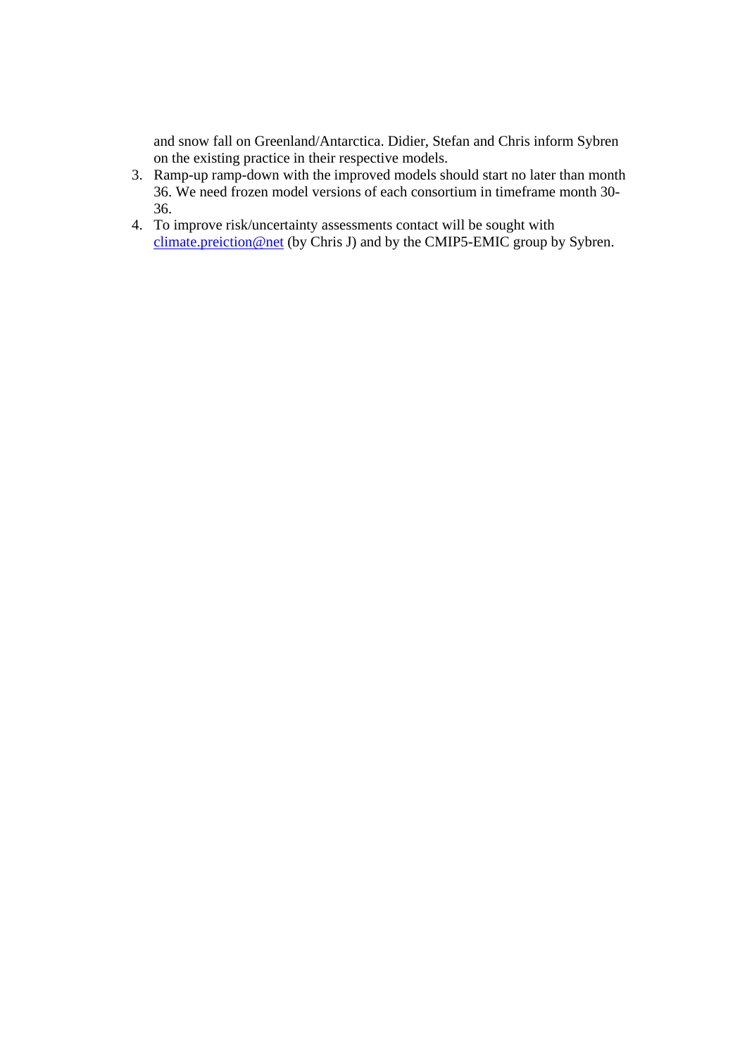and snow fall on Greenland/Antarctica. Didier, Stefan and Chris inform Sybren on the existing practice in their respective models.

3. Ramp-up ramp-down with the improved models should start no later than month 36. We need frozen model versions of each consortium in timeframe month 30-36.
4. To improve risk/uncertainty assessments contact will be sought with climate.preiction@net (by Chris J) and by the CMIP5-EMIC group by Sybren.